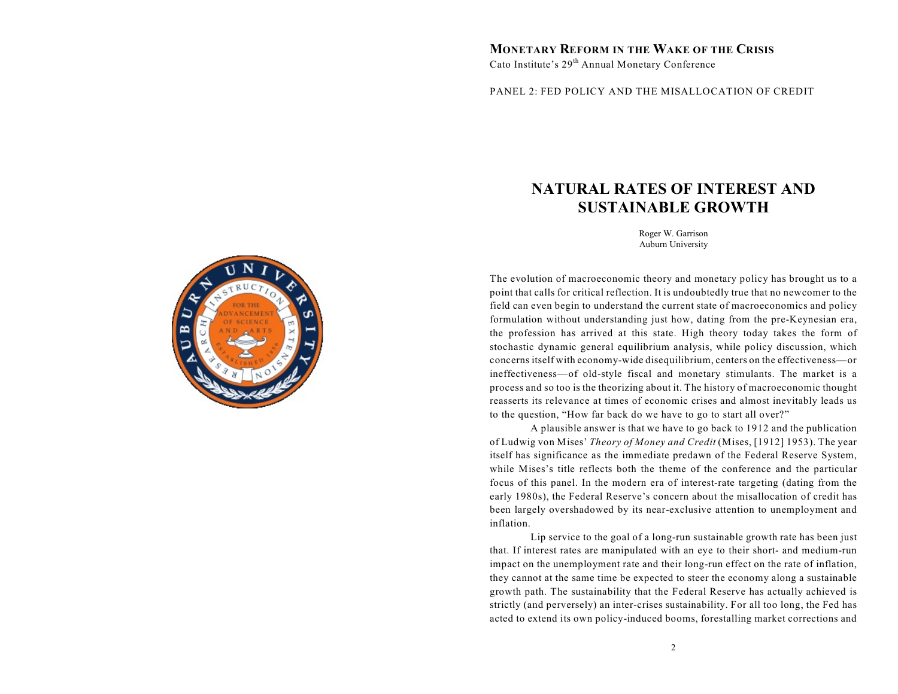**MONETARY REFORM IN THE WAKE OF THE CRISIS**
Cato Institute's 29th Annual Monetary Conference

PANEL 2: FED POLICY AND THE MISALLOCATION OF CREDIT

# NATURAL RATES OF INTEREST AND SUSTAINABLE GROWTH

Roger W. Garrison
Auburn University

The evolution of macroeconomic theory and monetary policy has brought us to a point that calls for critical reflection. It is undoubtedly true that no newcomer to the field can even begin to understand the current state of macroeconomics and policy formulation without understanding just how, dating from the pre-Keynesian era, the profession has arrived at this state. High theory today takes the form of stochastic dynamic general equilibrium analysis, while policy discussion, which concerns itself with economy-wide disequilibrium, centers on the effectiveness—or ineffectiveness—of old-style fiscal and monetary stimulants. The market is a process and so too is the theorizing about it. The history of macroeconomic thought reasserts its relevance at times of economic crises and almost inevitably leads us to the question, "How far back do we have to go to start all over?"

A plausible answer is that we have to go back to 1912 and the publication of Ludwig von Mises' *Theory of Money and Credit* (Mises, [1912] 1953). The year itself has significance as the immediate predawn of the Federal Reserve System, while Mises's title reflects both the theme of the conference and the particular focus of this panel. In the modern era of interest-rate targeting (dating from the early 1980s), the Federal Reserve's concern about the misallocation of credit has been largely overshadowed by its near-exclusive attention to unemployment and inflation.

Lip service to the goal of a long-run sustainable growth rate has been just that. If interest rates are manipulated with an eye to their short- and medium-run impact on the unemployment rate and their long-run effect on the rate of inflation, they cannot at the same time be expected to steer the economy along a sustainable growth path. The sustainability that the Federal Reserve has actually achieved is strictly (and perversely) an inter-crises sustainability. For all too long, the Fed has acted to extend its own policy-induced booms, forestalling market corrections and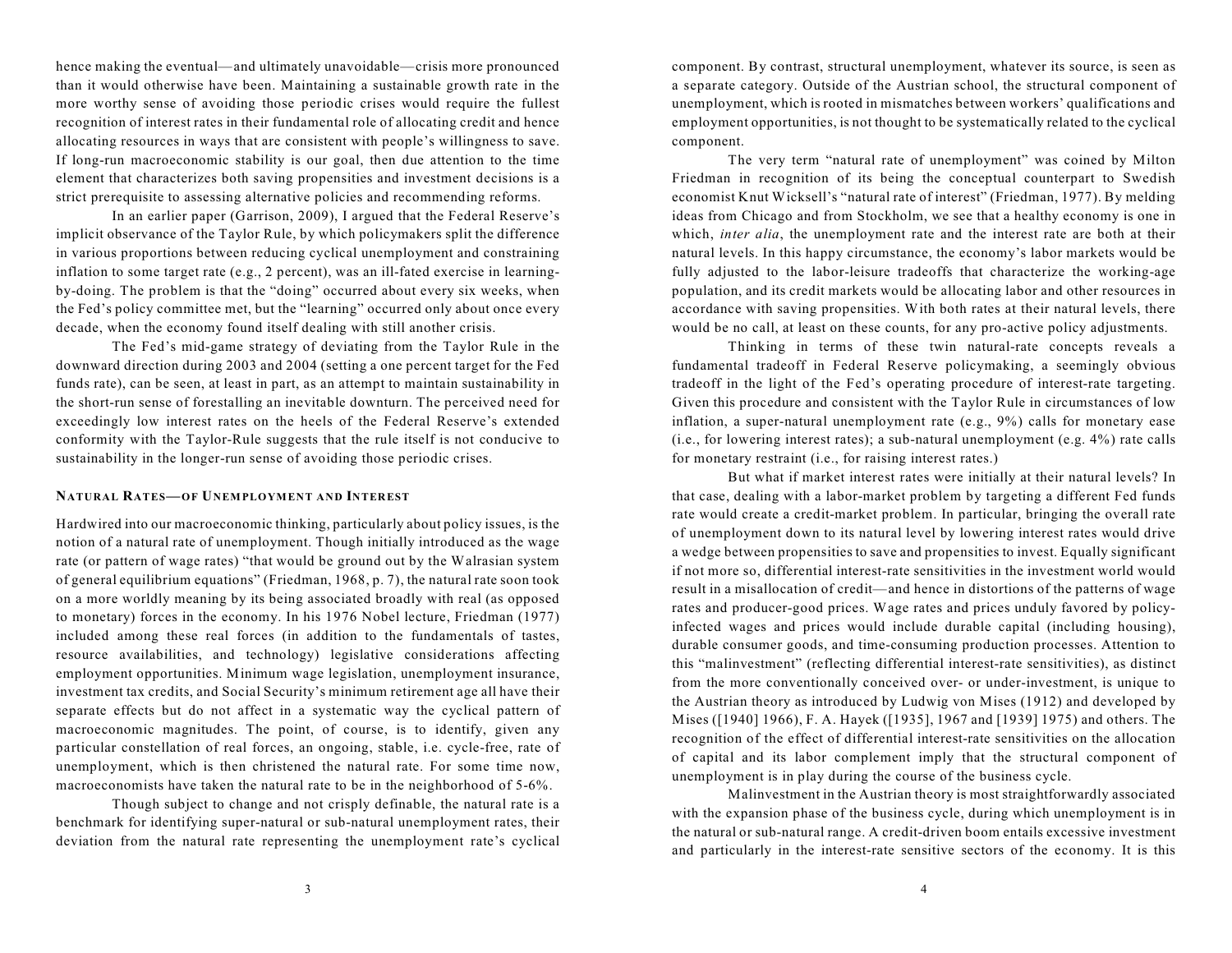hence making the eventual—and ultimately unavoidable—crisis more pronounced than it would otherwise have been. Maintaining a sustainable growth rate in the more worthy sense of avoiding those periodic crises would require the fullest recognition of interest rates in their fundamental role of allocating credit and hence allocating resources in ways that are consistent with people's willingness to save. If long-run macroeconomic stability is our goal, then due attention to the time element that characterizes both saving propensities and investment decisions is a strict prerequisite to assessing alternative policies and recommending reforms.

In an earlier paper (Garrison, 2009), I argued that the Federal Reserve's implicit observance of the Taylor Rule, by which policymakers split the difference in various proportions between reducing cyclical unemployment and constraining inflation to some target rate (e.g., 2 percent), was an ill-fated exercise in learning-by-doing. The problem is that the "doing" occurred about every six weeks, when the Fed's policy committee met, but the "learning" occurred only about once every decade, when the economy found itself dealing with still another crisis.

The Fed's mid-game strategy of deviating from the Taylor Rule in the downward direction during 2003 and 2004 (setting a one percent target for the Fed funds rate), can be seen, at least in part, as an attempt to maintain sustainability in the short-run sense of forestalling an inevitable downturn. The perceived need for exceedingly low interest rates on the heels of the Federal Reserve's extended conformity with the Taylor-Rule suggests that the rule itself is not conducive to sustainability in the longer-run sense of avoiding those periodic crises.

## Natural Rates—of Unemployment and Interest

Hardwired into our macroeconomic thinking, particularly about policy issues, is the notion of a natural rate of unemployment. Though initially introduced as the wage rate (or pattern of wage rates) "that would be ground out by the Walrasian system of general equilibrium equations" (Friedman, 1968, p. 7), the natural rate soon took on a more worldly meaning by its being associated broadly with real (as opposed to monetary) forces in the economy. In his 1976 Nobel lecture, Friedman (1977) included among these real forces (in addition to the fundamentals of tastes, resource availabilities, and technology) legislative considerations affecting employment opportunities. Minimum wage legislation, unemployment insurance, investment tax credits, and Social Security's minimum retirement age all have their separate effects but do not affect in a systematic way the cyclical pattern of macroeconomic magnitudes. The point, of course, is to identify, given any particular constellation of real forces, an ongoing, stable, i.e. cycle-free, rate of unemployment, which is then christened the natural rate. For some time now, macroeconomists have taken the natural rate to be in the neighborhood of 5-6%.

Though subject to change and not crisply definable, the natural rate is a benchmark for identifying super-natural or sub-natural unemployment rates, their deviation from the natural rate representing the unemployment rate's cyclical component. By contrast, structural unemployment, whatever its source, is seen as a separate category. Outside of the Austrian school, the structural component of unemployment, which is rooted in mismatches between workers' qualifications and employment opportunities, is not thought to be systematically related to the cyclical component.

The very term "natural rate of unemployment" was coined by Milton Friedman in recognition of its being the conceptual counterpart to Swedish economist Knut Wicksell's "natural rate of interest" (Friedman, 1977). By melding ideas from Chicago and from Stockholm, we see that a healthy economy is one in which, *inter alia*, the unemployment rate and the interest rate are both at their natural levels. In this happy circumstance, the economy's labor markets would be fully adjusted to the labor-leisure tradeoffs that characterize the working-age population, and its credit markets would be allocating labor and other resources in accordance with saving propensities. With both rates at their natural levels, there would be no call, at least on these counts, for any pro-active policy adjustments.

Thinking in terms of these twin natural-rate concepts reveals a fundamental tradeoff in Federal Reserve policymaking, a seemingly obvious tradeoff in the light of the Fed's operating procedure of interest-rate targeting. Given this procedure and consistent with the Taylor Rule in circumstances of low inflation, a super-natural unemployment rate (e.g., 9%) calls for monetary ease (i.e., for lowering interest rates); a sub-natural unemployment (e.g. 4%) rate calls for monetary restraint (i.e., for raising interest rates.)

But what if market interest rates were initially at their natural levels? In that case, dealing with a labor-market problem by targeting a different Fed funds rate would create a credit-market problem. In particular, bringing the overall rate of unemployment down to its natural level by lowering interest rates would drive a wedge between propensities to save and propensities to invest. Equally significant if not more so, differential interest-rate sensitivities in the investment world would result in a misallocation of credit—and hence in distortions of the patterns of wage rates and producer-good prices. Wage rates and prices unduly favored by policy-infected wages and prices would include durable capital (including housing), durable consumer goods, and time-consuming production processes. Attention to this "malinvestment" (reflecting differential interest-rate sensitivities), as distinct from the more conventionally conceived over- or under-investment, is unique to the Austrian theory as introduced by Ludwig von Mises (1912) and developed by Mises ([1940] 1966), F. A. Hayek ([1935], 1967 and [1939] 1975) and others. The recognition of the effect of differential interest-rate sensitivities on the allocation of capital and its labor complement imply that the structural component of unemployment is in play during the course of the business cycle.

Malinvestment in the Austrian theory is most straightforwardly associated with the expansion phase of the business cycle, during which unemployment is in the natural or sub-natural range. A credit-driven boom entails excessive investment and particularly in the interest-rate sensitive sectors of the economy. It is this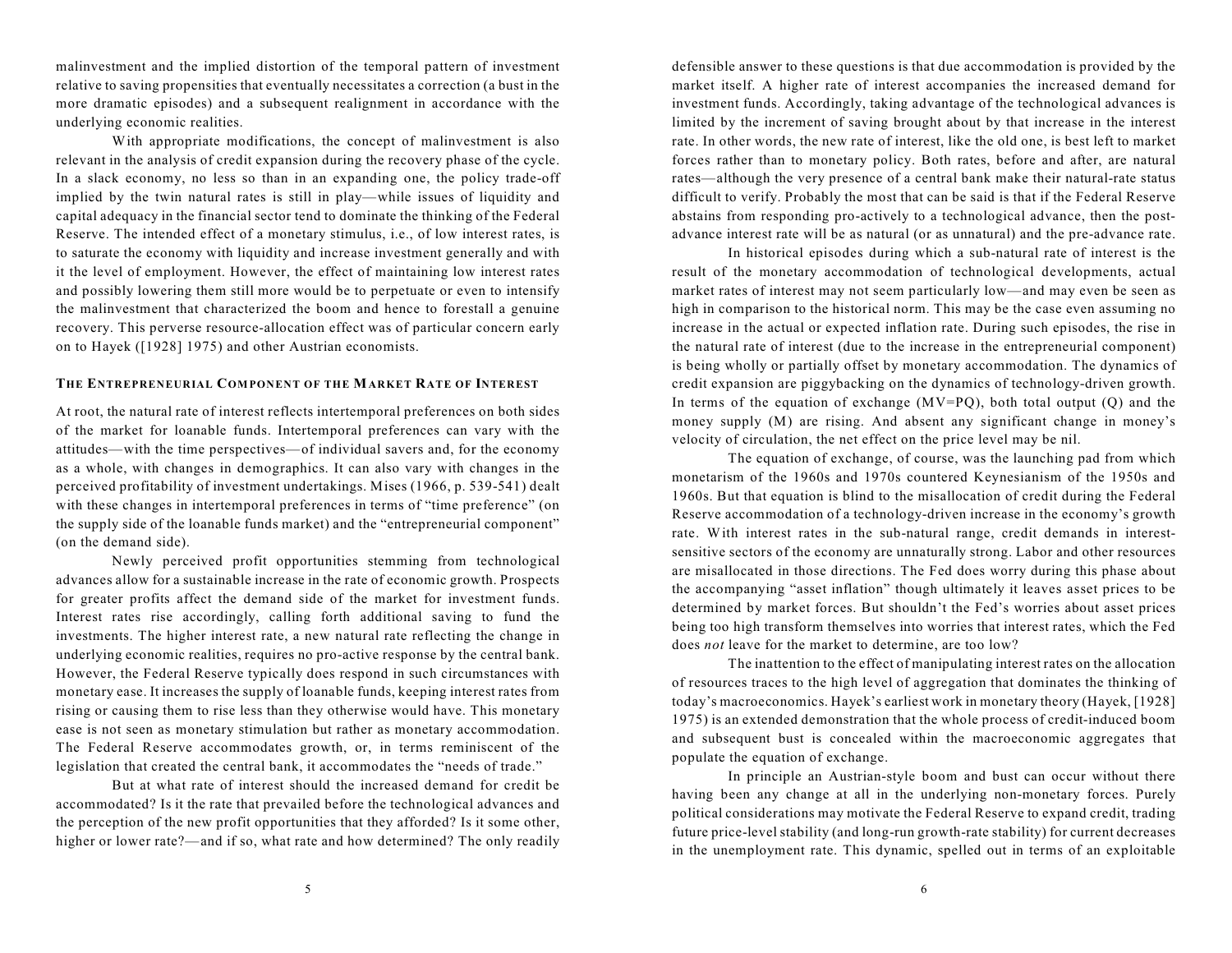malinvestment and the implied distortion of the temporal pattern of investment relative to saving propensities that eventually necessitates a correction (a bust in the more dramatic episodes) and a subsequent realignment in accordance with the underlying economic realities.

With appropriate modifications, the concept of malinvestment is also relevant in the analysis of credit expansion during the recovery phase of the cycle. In a slack economy, no less so than in an expanding one, the policy trade-off implied by the twin natural rates is still in play—while issues of liquidity and capital adequacy in the financial sector tend to dominate the thinking of the Federal Reserve. The intended effect of a monetary stimulus, i.e., of low interest rates, is to saturate the economy with liquidity and increase investment generally and with it the level of employment. However, the effect of maintaining low interest rates and possibly lowering them still more would be to perpetuate or even to intensify the malinvestment that characterized the boom and hence to forestall a genuine recovery. This perverse resource-allocation effect was of particular concern early on to Hayek ([1928] 1975) and other Austrian economists.

## The Entrepreneurial Component of the Market Rate of Interest

At root, the natural rate of interest reflects intertemporal preferences on both sides of the market for loanable funds. Intertemporal preferences can vary with the attitudes—with the time perspectives—of individual savers and, for the economy as a whole, with changes in demographics. It can also vary with changes in the perceived profitability of investment undertakings. Mises (1966, p. 539-541) dealt with these changes in intertemporal preferences in terms of "time preference" (on the supply side of the loanable funds market) and the "entrepreneurial component" (on the demand side).

Newly perceived profit opportunities stemming from technological advances allow for a sustainable increase in the rate of economic growth. Prospects for greater profits affect the demand side of the market for investment funds. Interest rates rise accordingly, calling forth additional saving to fund the investments. The higher interest rate, a new natural rate reflecting the change in underlying economic realities, requires no pro-active response by the central bank. However, the Federal Reserve typically does respond in such circumstances with monetary ease. It increases the supply of loanable funds, keeping interest rates from rising or causing them to rise less than they otherwise would have. This monetary ease is not seen as monetary stimulation but rather as monetary accommodation. The Federal Reserve accommodates growth, or, in terms reminiscent of the legislation that created the central bank, it accommodates the "needs of trade."

But at what rate of interest should the increased demand for credit be accommodated? Is it the rate that prevailed before the technological advances and the perception of the new profit opportunities that they afforded? Is it some other, higher or lower rate?—and if so, what rate and how determined? The only readily defensible answer to these questions is that due accommodation is provided by the market itself. A higher rate of interest accompanies the increased demand for investment funds. Accordingly, taking advantage of the technological advances is limited by the increment of saving brought about by that increase in the interest rate. In other words, the new rate of interest, like the old one, is best left to market forces rather than to monetary policy. Both rates, before and after, are natural rates—although the very presence of a central bank make their natural-rate status difficult to verify. Probably the most that can be said is that if the Federal Reserve abstains from responding pro-actively to a technological advance, then the post-advance interest rate will be as natural (or as unnatural) and the pre-advance rate.

In historical episodes during which a sub-natural rate of interest is the result of the monetary accommodation of technological developments, actual market rates of interest may not seem particularly low—and may even be seen as high in comparison to the historical norm. This may be the case even assuming no increase in the actual or expected inflation rate. During such episodes, the rise in the natural rate of interest (due to the increase in the entrepreneurial component) is being wholly or partially offset by monetary accommodation. The dynamics of credit expansion are piggybacking on the dynamics of technology-driven growth. In terms of the equation of exchange ($MV=PQ$), both total output ($Q$) and the money supply ($M$) are rising. And absent any significant change in money's velocity of circulation, the net effect on the price level may be nil.

The equation of exchange, of course, was the launching pad from which monetarism of the 1960s and 1970s countered Keynesianism of the 1950s and 1960s. But that equation is blind to the misallocation of credit during the Federal Reserve accommodation of a technology-driven increase in the economy's growth rate. With interest rates in the sub-natural range, credit demands in interest-sensitive sectors of the economy are unnaturally strong. Labor and other resources are misallocated in those directions. The Fed does worry during this phase about the accompanying "asset inflation" though ultimately it leaves asset prices to be determined by market forces. But shouldn't the Fed's worries about asset prices being too high transform themselves into worries that interest rates, which the Fed does *not* leave for the market to determine, are too low?

The inattention to the effect of manipulating interest rates on the allocation of resources traces to the high level of aggregation that dominates the thinking of today's macroeconomics. Hayek's earliest work in monetary theory (Hayek, [1928] 1975) is an extended demonstration that the whole process of credit-induced boom and subsequent bust is concealed within the macroeconomic aggregates that populate the equation of exchange.

In principle an Austrian-style boom and bust can occur without there having been any change at all in the underlying non-monetary forces. Purely political considerations may motivate the Federal Reserve to expand credit, trading future price-level stability (and long-run growth-rate stability) for current decreases in the unemployment rate. This dynamic, spelled out in terms of an exploitable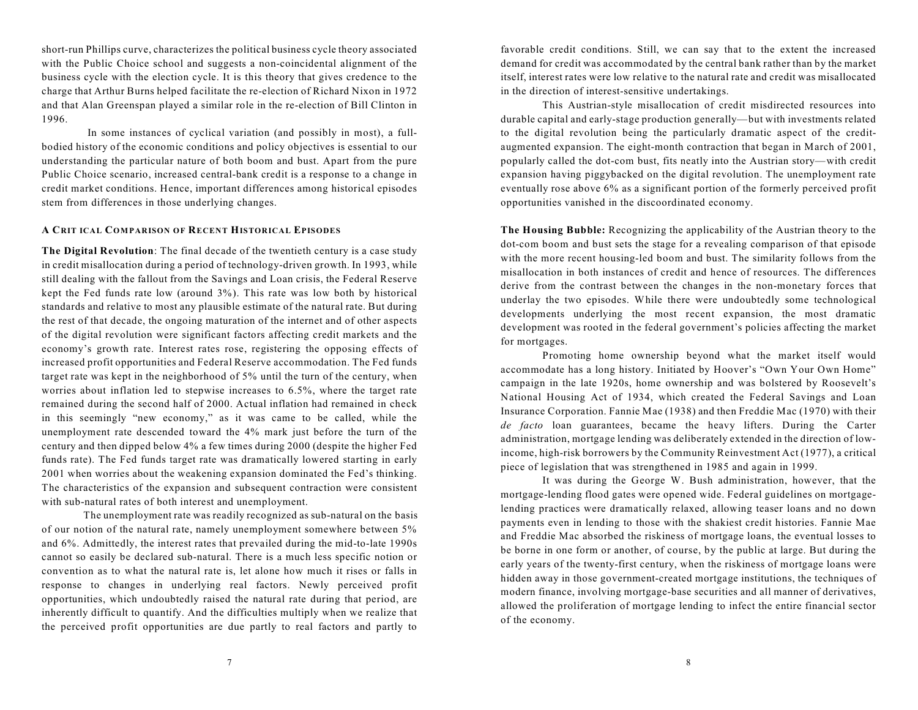short-run Phillips curve, characterizes the political business cycle theory associated with the Public Choice school and suggests a non-coincidental alignment of the business cycle with the election cycle. It is this theory that gives credence to the charge that Arthur Burns helped facilitate the re-election of Richard Nixon in 1972 and that Alan Greenspan played a similar role in the re-election of Bill Clinton in 1996.

In some instances of cyclical variation (and possibly in most), a full-bodied history of the economic conditions and policy objectives is essential to our understanding the particular nature of both boom and bust. Apart from the pure Public Choice scenario, increased central-bank credit is a response to a change in credit market conditions. Hence, important differences among historical episodes stem from differences in those underlying changes.

### A CRITICAL COMPARISON OF RECENT HISTORICAL EPISODES

**The Digital Revolution**: The final decade of the twentieth century is a case study in credit misallocation during a period of technology-driven growth. In 1993, while still dealing with the fallout from the Savings and Loan crisis, the Federal Reserve kept the Fed funds rate low (around 3%). This rate was low both by historical standards and relative to most any plausible estimate of the natural rate. But during the rest of that decade, the ongoing maturation of the internet and of other aspects of the digital revolution were significant factors affecting credit markets and the economy's growth rate. Interest rates rose, registering the opposing effects of increased profit opportunities and Federal Reserve accommodation. The Fed funds target rate was kept in the neighborhood of 5% until the turn of the century, when worries about inflation led to stepwise increases to 6.5%, where the target rate remained during the second half of 2000. Actual inflation had remained in check in this seemingly "new economy," as it was came to be called, while the unemployment rate descended toward the 4% mark just before the turn of the century and then dipped below 4% a few times during 2000 (despite the higher Fed funds rate). The Fed funds target rate was dramatically lowered starting in early 2001 when worries about the weakening expansion dominated the Fed's thinking. The characteristics of the expansion and subsequent contraction were consistent with sub-natural rates of both interest and unemployment.

The unemployment rate was readily recognized as sub-natural on the basis of our notion of the natural rate, namely unemployment somewhere between 5% and 6%. Admittedly, the interest rates that prevailed during the mid-to-late 1990s cannot so easily be declared sub-natural. There is a much less specific notion or convention as to what the natural rate is, let alone how much it rises or falls in response to changes in underlying real factors. Newly perceived profit opportunities, which undoubtedly raised the natural rate during that period, are inherently difficult to quantify. And the difficulties multiply when we realize that the perceived profit opportunities are due partly to real factors and partly to favorable credit conditions. Still, we can say that to the extent the increased demand for credit was accommodated by the central bank rather than by the market itself, interest rates were low relative to the natural rate and credit was misallocated in the direction of interest-sensitive undertakings.

This Austrian-style misallocation of credit misdirected resources into durable capital and early-stage production generally—but with investments related to the digital revolution being the particularly dramatic aspect of the credit-augmented expansion. The eight-month contraction that began in March of 2001, popularly called the dot-com bust, fits neatly into the Austrian story—with credit expansion having piggybacked on the digital revolution. The unemployment rate eventually rose above 6% as a significant portion of the formerly perceived profit opportunities vanished in the discoordinated economy.

**The Housing Bubble:** Recognizing the applicability of the Austrian theory to the dot-com boom and bust sets the stage for a revealing comparison of that episode with the more recent housing-led boom and bust. The similarity follows from the misallocation in both instances of credit and hence of resources. The differences derive from the contrast between the changes in the non-monetary forces that underlay the two episodes. While there were undoubtedly some technological developments underlying the most recent expansion, the most dramatic development was rooted in the federal government's policies affecting the market for mortgages.

Promoting home ownership beyond what the market itself would accommodate has a long history. Initiated by Hoover's "Own Your Own Home" campaign in the late 1920s, home ownership and was bolstered by Roosevelt's National Housing Act of 1934, which created the Federal Savings and Loan Insurance Corporation. Fannie Mae (1938) and then Freddie Mac (1970) with their *de facto* loan guarantees, became the heavy lifters. During the Carter administration, mortgage lending was deliberately extended in the direction of low-income, high-risk borrowers by the Community Reinvestment Act (1977), a critical piece of legislation that was strengthened in 1985 and again in 1999.

It was during the George W. Bush administration, however, that the mortgage-lending flood gates were opened wide. Federal guidelines on mortgage-lending practices were dramatically relaxed, allowing teaser loans and no down payments even in lending to those with the shakiest credit histories. Fannie Mae and Freddie Mac absorbed the riskiness of mortgage loans, the eventual losses to be borne in one form or another, of course, by the public at large. But during the early years of the twenty-first century, when the riskiness of mortgage loans were hidden away in those government-created mortgage institutions, the techniques of modern finance, involving mortgage-base securities and all manner of derivatives, allowed the proliferation of mortgage lending to infect the entire financial sector of the economy.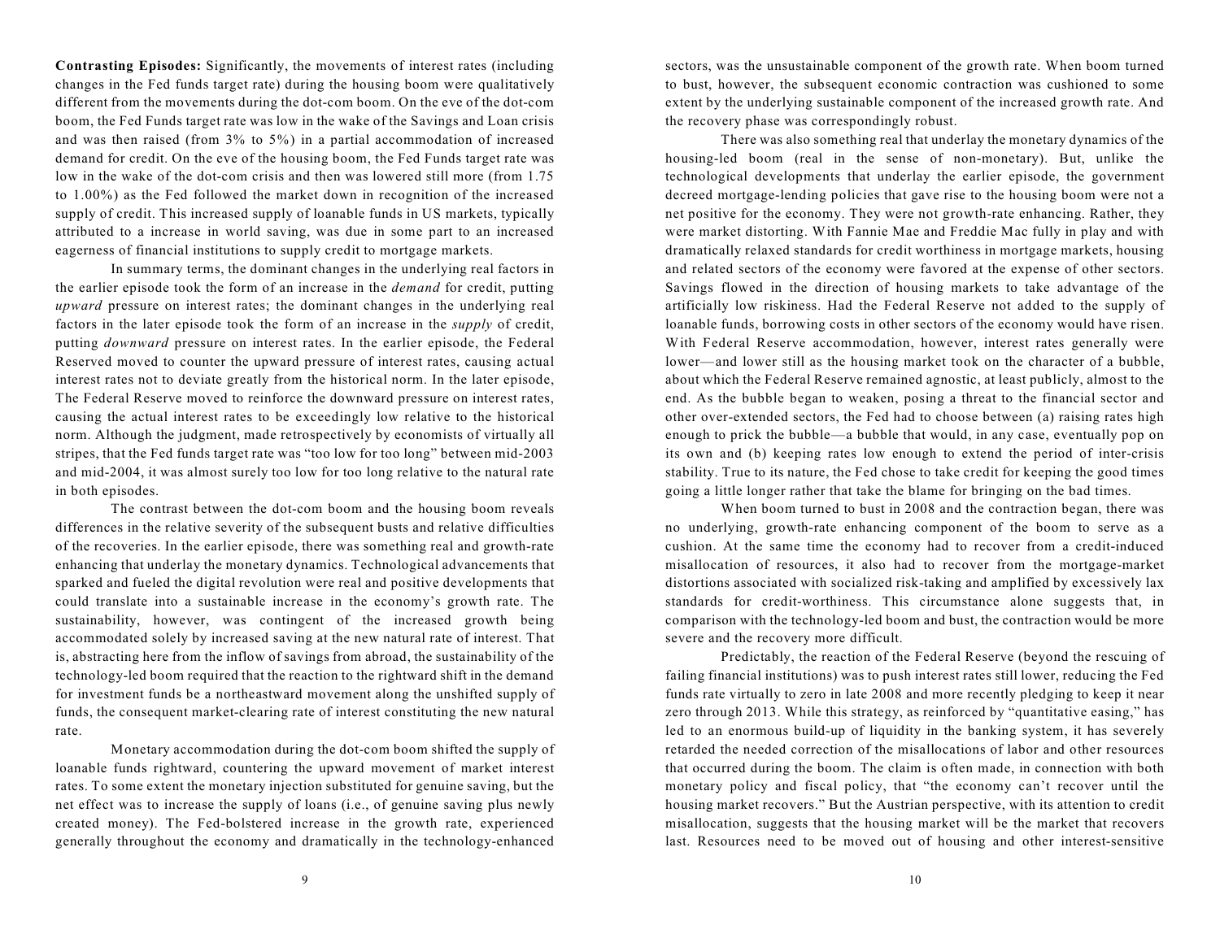**Contrasting Episodes:** Significantly, the movements of interest rates (including changes in the Fed funds target rate) during the housing boom were qualitatively different from the movements during the dot-com boom. On the eve of the dot-com boom, the Fed Funds target rate was low in the wake of the Savings and Loan crisis and was then raised (from 3% to 5%) in a partial accommodation of increased demand for credit. On the eve of the housing boom, the Fed Funds target rate was low in the wake of the dot-com crisis and then was lowered still more (from 1.75 to 1.00%) as the Fed followed the market down in recognition of the increased supply of credit. This increased supply of loanable funds in US markets, typically attributed to a increase in world saving, was due in some part to an increased eagerness of financial institutions to supply credit to mortgage markets.

In summary terms, the dominant changes in the underlying real factors in the earlier episode took the form of an increase in the *demand* for credit, putting *upward* pressure on interest rates; the dominant changes in the underlying real factors in the later episode took the form of an increase in the *supply* of credit, putting *downward* pressure on interest rates. In the earlier episode, the Federal Reserved moved to counter the upward pressure of interest rates, causing actual interest rates not to deviate greatly from the historical norm. In the later episode, The Federal Reserve moved to reinforce the downward pressure on interest rates, causing the actual interest rates to be exceedingly low relative to the historical norm. Although the judgment, made retrospectively by economists of virtually all stripes, that the Fed funds target rate was "too low for too long" between mid-2003 and mid-2004, it was almost surely too low for too long relative to the natural rate in both episodes.

The contrast between the dot-com boom and the housing boom reveals differences in the relative severity of the subsequent busts and relative difficulties of the recoveries. In the earlier episode, there was something real and growth-rate enhancing that underlay the monetary dynamics. Technological advancements that sparked and fueled the digital revolution were real and positive developments that could translate into a sustainable increase in the economy's growth rate. The sustainability, however, was contingent of the increased growth being accommodated solely by increased saving at the new natural rate of interest. That is, abstracting here from the inflow of savings from abroad, the sustainability of the technology-led boom required that the reaction to the rightward shift in the demand for investment funds be a northeastward movement along the unshifted supply of funds, the consequent market-clearing rate of interest constituting the new natural rate.

Monetary accommodation during the dot-com boom shifted the supply of loanable funds rightward, countering the upward movement of market interest rates. To some extent the monetary injection substituted for genuine saving, but the net effect was to increase the supply of loans (i.e., of genuine saving plus newly created money). The Fed-bolstered increase in the growth rate, experienced generally throughout the economy and dramatically in the technology-enhanced sectors, was the unsustainable component of the growth rate. When boom turned to bust, however, the subsequent economic contraction was cushioned to some extent by the underlying sustainable component of the increased growth rate. And the recovery phase was correspondingly robust.

There was also something real that underlay the monetary dynamics of the housing-led boom (real in the sense of non-monetary). But, unlike the technological developments that underlay the earlier episode, the government decreed mortgage-lending policies that gave rise to the housing boom were not a net positive for the economy. They were not growth-rate enhancing. Rather, they were market distorting. With Fannie Mae and Freddie Mac fully in play and with dramatically relaxed standards for credit worthiness in mortgage markets, housing and related sectors of the economy were favored at the expense of other sectors. Savings flowed in the direction of housing markets to take advantage of the artificially low riskiness. Had the Federal Reserve not added to the supply of loanable funds, borrowing costs in other sectors of the economy would have risen. With Federal Reserve accommodation, however, interest rates generally were lower—and lower still as the housing market took on the character of a bubble, about which the Federal Reserve remained agnostic, at least publicly, almost to the end. As the bubble began to weaken, posing a threat to the financial sector and other over-extended sectors, the Fed had to choose between (a) raising rates high enough to prick the bubble—a bubble that would, in any case, eventually pop on its own and (b) keeping rates low enough to extend the period of inter-crisis stability. True to its nature, the Fed chose to take credit for keeping the good times going a little longer rather that take the blame for bringing on the bad times.

When boom turned to bust in 2008 and the contraction began, there was no underlying, growth-rate enhancing component of the boom to serve as a cushion. At the same time the economy had to recover from a credit-induced misallocation of resources, it also had to recover from the mortgage-market distortions associated with socialized risk-taking and amplified by excessively lax standards for credit-worthiness. This circumstance alone suggests that, in comparison with the technology-led boom and bust, the contraction would be more severe and the recovery more difficult.

Predictably, the reaction of the Federal Reserve (beyond the rescuing of failing financial institutions) was to push interest rates still lower, reducing the Fed funds rate virtually to zero in late 2008 and more recently pledging to keep it near zero through 2013. While this strategy, as reinforced by "quantitative easing," has led to an enormous build-up of liquidity in the banking system, it has severely retarded the needed correction of the misallocations of labor and other resources that occurred during the boom. The claim is often made, in connection with both monetary policy and fiscal policy, that "the economy can't recover until the housing market recovers." But the Austrian perspective, with its attention to credit misallocation, suggests that the housing market will be the market that recovers last. Resources need to be moved out of housing and other interest-sensitive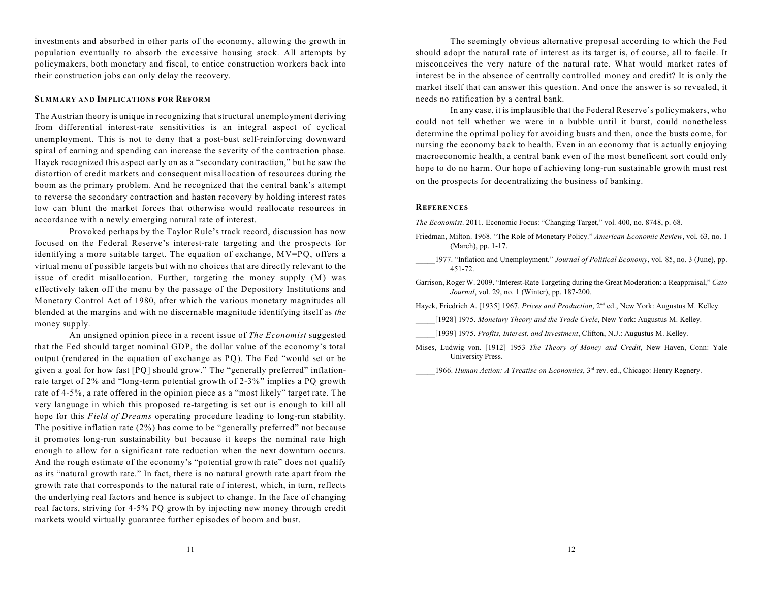investments and absorbed in other parts of the economy, allowing the growth in population eventually to absorb the excessive housing stock. All attempts by policymakers, both monetary and fiscal, to entice construction workers back into their construction jobs can only delay the recovery.

## SUMMARY AND IMPLICATIONS FOR REFORM

The Austrian theory is unique in recognizing that structural unemployment deriving from differential interest-rate sensitivities is an integral aspect of cyclical unemployment. This is not to deny that a post-bust self-reinforcing downward spiral of earning and spending can increase the severity of the contraction phase. Hayek recognized this aspect early on as a "secondary contraction," but he saw the distortion of credit markets and consequent misallocation of resources during the boom as the primary problem. And he recognized that the central bank's attempt to reverse the secondary contraction and hasten recovery by holding interest rates low can blunt the market forces that otherwise would reallocate resources in accordance with a newly emerging natural rate of interest.

Provoked perhaps by the Taylor Rule's track record, discussion has now focused on the Federal Reserve's interest-rate targeting and the prospects for identifying a more suitable target. The equation of exchange, MV=PQ, offers a virtual menu of possible targets but with no choices that are directly relevant to the issue of credit misallocation. Further, targeting the money supply (M) was effectively taken off the menu by the passage of the Depository Institutions and Monetary Control Act of 1980, after which the various monetary magnitudes all blended at the margins and with no discernable magnitude identifying itself as *the* money supply.

An unsigned opinion piece in a recent issue of *The Economist* suggested that the Fed should target nominal GDP, the dollar value of the economy's total output (rendered in the equation of exchange as PQ). The Fed "would set or be given a goal for how fast [PQ] should grow." The "generally preferred" inflation-rate target of 2% and "long-term potential growth of 2-3%" implies a PQ growth rate of 4-5%, a rate offered in the opinion piece as a "most likely" target rate. The very language in which this proposed re-targeting is set out is enough to kill all hope for this *Field of Dreams* operating procedure leading to long-run stability. The positive inflation rate (2%) has come to be "generally preferred" not because it promotes long-run sustainability but because it keeps the nominal rate high enough to allow for a significant rate reduction when the next downturn occurs. And the rough estimate of the economy's "potential growth rate" does not qualify as its "natural growth rate." In fact, there is no natural growth rate apart from the growth rate that corresponds to the natural rate of interest, which, in turn, reflects the underlying real factors and hence is subject to change. In the face of changing real factors, striving for 4-5% PQ growth by injecting new money through credit markets would virtually guarantee further episodes of boom and bust.

The seemingly obvious alternative proposal according to which the Fed should adopt the natural rate of interest as its target is, of course, all to facile. It misconceives the very nature of the natural rate. What would market rates of interest be in the absence of centrally controlled money and credit? It is only the market itself that can answer this question. And once the answer is so revealed, it needs no ratification by a central bank.

In any case, it is implausible that the Federal Reserve's policymakers, who could not tell whether we were in a bubble until it burst, could nonetheless determine the optimal policy for avoiding busts and then, once the busts come, for nursing the economy back to health. Even in an economy that is actually enjoying macroeconomic health, a central bank even of the most beneficent sort could only hope to do no harm. Our hope of achieving long-run sustainable growth must rest on the prospects for decentralizing the business of banking.

## REFERENCES

*The Economist*. 2011. Economic Focus: "Changing Target," vol. 400, no. 8748, p. 68.

Friedman, Milton. 1968. "The Role of Monetary Policy." *American Economic Review*, vol. 63, no. 1 (March), pp. 1-17.

_____1977. "Inflation and Unemployment." *Journal of Political Economy*, vol. 85, no. 3 (June), pp. 451-72.

Garrison, Roger W. 2009. "Interest-Rate Targeting during the Great Moderation: a Reappraisal," *Cato Journal*, vol. 29, no. 1 (Winter), pp. 187-200.

Hayek, Friedrich A. [1935] 1967. *Prices and Production*, 2nd ed., New York: Augustus M. Kelley.

_____[1928] 1975. *Monetary Theory and the Trade Cycle*, New York: Augustus M. Kelley.

_____[1939] 1975. *Profits, Interest, and Investment*, Clifton, N.J.: Augustus M. Kelley.

Mises, Ludwig von. [1912] 1953 *The Theory of Money and Credit*, New Haven, Conn: Yale University Press.

_____1966. *Human Action: A Treatise on Economics*, 3rd rev. ed., Chicago: Henry Regnery.